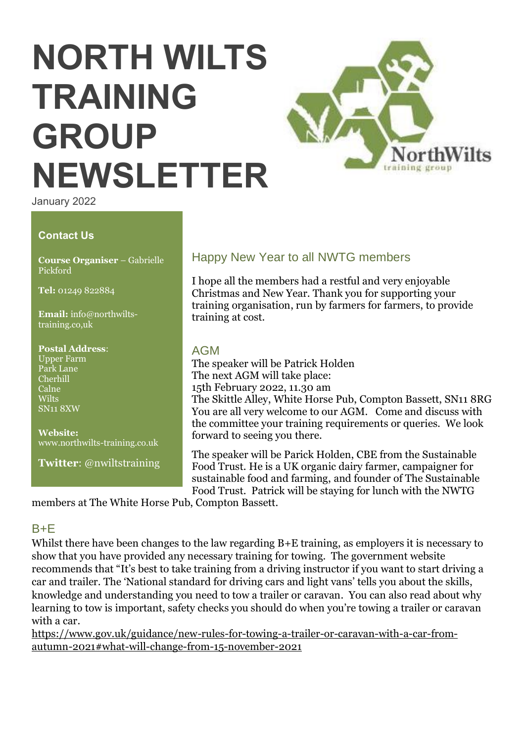# NORTH WILTS TRAINING GROUP NEWSLETTER

January 2022

## Contact Us

**Course Organiser** – Gabrielle Pickford

**Tel:** 01249 822884

**Email:** info@northwilts-training.co,uk

**Postal Address**:
Upper Farm
Park Lane
Cherhill
Calne
Wilts
SN11 8XW

**Website:**
www.northwilts-training.co.uk

**Twitter**: @nwiltstraining

## Happy New Year to all NWTG members

I hope all the members had a restful and very enjoyable Christmas and New Year. Thank you for supporting your training organisation, run by farmers for farmers, to provide training at cost.

## AGM

The speaker will be Patrick Holden
The next AGM will take place:
15th February 2022, 11.30 am
The Skittle Alley, White Horse Pub, Compton Bassett, SN11 8RG
You are all very welcome to our AGM. Come and discuss with the committee your training requirements or queries. We look forward to seeing you there.

The speaker will be Parick Holden, CBE from the Sustainable Food Trust. He is a UK organic dairy farmer, campaigner for sustainable food and farming, and founder of The Sustainable Food Trust. Patrick will be staying for lunch with the NWTG members at The White Horse Pub, Compton Bassett.

## B+E

Whilst there have been changes to the law regarding B+E training, as employers it is necessary to show that you have provided any necessary training for towing. The government website recommends that "It's best to take training from a driving instructor if you want to start driving a car and trailer. The 'National standard for driving cars and light vans' tells you about the skills, knowledge and understanding you need to tow a trailer or caravan. You can also read about why learning to tow is important, safety checks you should do when you're towing a trailer or caravan with a car.
https://www.gov.uk/guidance/new-rules-for-towing-a-trailer-or-caravan-with-a-car-from-autumn-2021#what-will-change-from-15-november-2021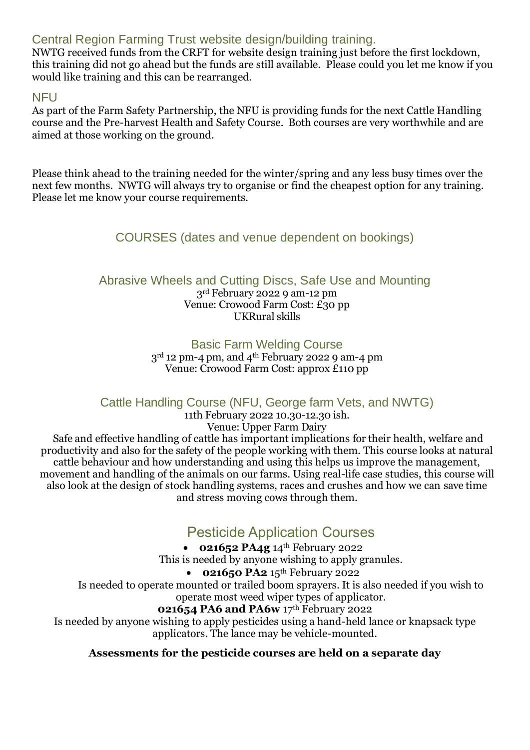## Central Region Farming Trust website design/building training.

NWTG received funds from the CRFT for website design training just before the first lockdown, this training did not go ahead but the funds are still available. Please could you let me know if you would like training and this can be rearranged.

## NFU

As part of the Farm Safety Partnership, the NFU is providing funds for the next Cattle Handling course and the Pre-harvest Health and Safety Course. Both courses are very worthwhile and are aimed at those working on the ground.

Please think ahead to the training needed for the winter/spring and any less busy times over the next few months. NWTG will always try to organise or find the cheapest option for any training. Please let me know your course requirements.

## COURSES (dates and venue dependent on bookings)

### Abrasive Wheels and Cutting Discs, Safe Use and Mounting

3rd February 2022 9 am-12 pm
Venue: Crowood Farm Cost: £30 pp
UKRural skills

### Basic Farm Welding Course

3rd 12 pm-4 pm, and 4th February 2022 9 am-4 pm
Venue: Crowood Farm Cost: approx £110 pp

### Cattle Handling Course (NFU, George farm Vets, and NWTG)

11th February 2022 10.30-12.30 ish.
Venue: Upper Farm Dairy

Safe and effective handling of cattle has important implications for their health, welfare and productivity and also for the safety of the people working with them. This course looks at natural cattle behaviour and how understanding and using this helps us improve the management, movement and handling of the animals on our farms. Using real-life case studies, this course will also look at the design of stock handling systems, races and crushes and how we can save time and stress moving cows through them.

## Pesticide Application Courses

- **021652 PA4g** 14th February 2022

This is needed by anyone wishing to apply granules.

- **021650 PA2** 15th February 2022

Is needed to operate mounted or trailed boom sprayers. It is also needed if you wish to operate most weed wiper types of applicator.

**021654 PA6 and PA6w** 17th February 2022

Is needed by anyone wishing to apply pesticides using a hand-held lance or knapsack type applicators. The lance may be vehicle-mounted.

**Assessments for the pesticide courses are held on a separate day**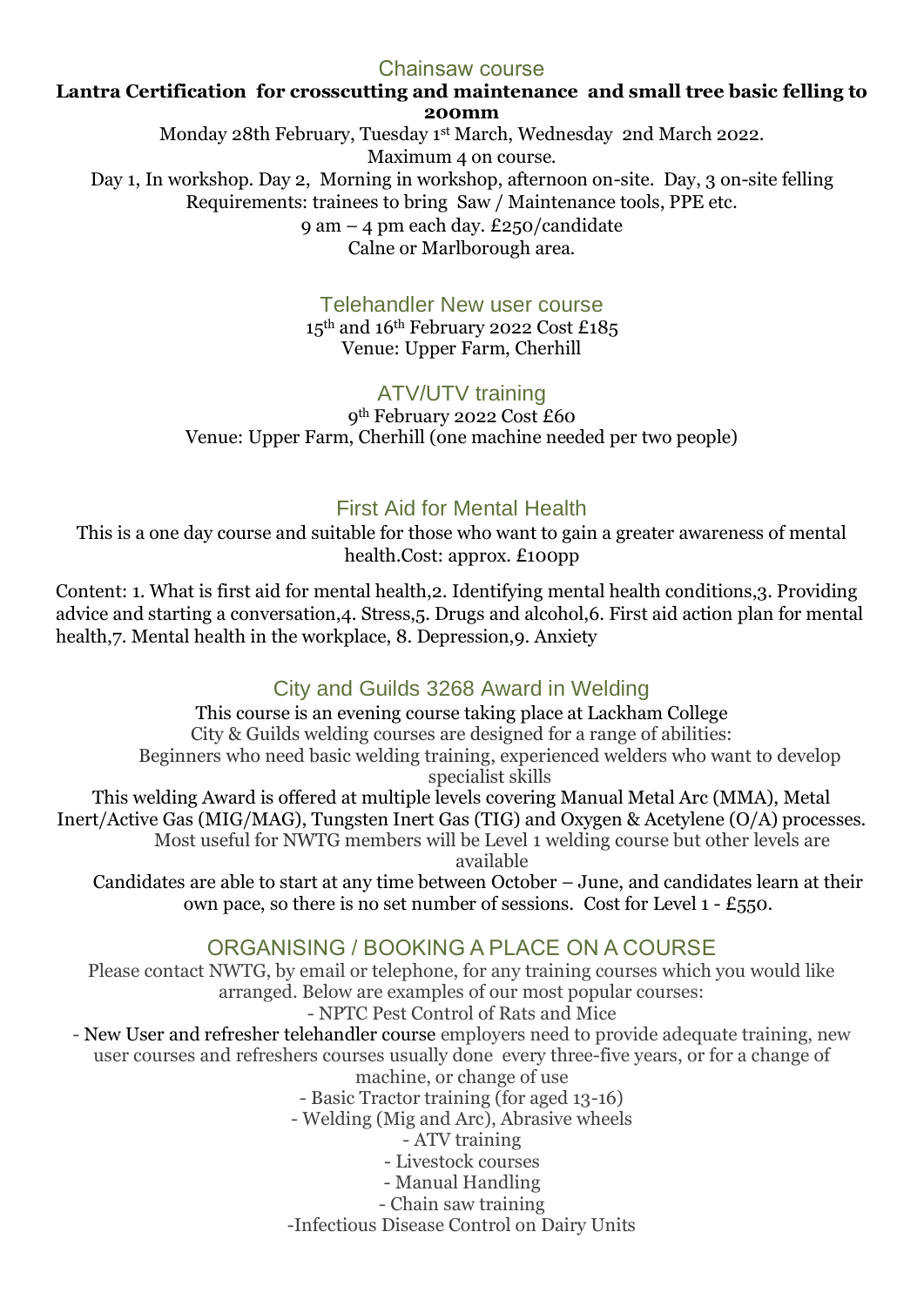## Chainsaw course

**Lantra Certification for crosscutting and maintenance and small tree basic felling to 200mm**

Monday 28th February, Tuesday 1st March, Wednesday 2nd March 2022.

Maximum 4 on course.

Day 1, In workshop. Day 2, Morning in workshop, afternoon on-site. Day, 3 on-site felling

Requirements: trainees to bring Saw / Maintenance tools, PPE etc.

9 am – 4 pm each day. £250/candidate

Calne or Marlborough area.

## Telehandler New user course

15th and 16th February 2022 Cost £185

Venue: Upper Farm, Cherhill

## ATV/UTV training

9th February 2022 Cost £60

Venue: Upper Farm, Cherhill (one machine needed per two people)

## First Aid for Mental Health

This is a one day course and suitable for those who want to gain a greater awareness of mental health.Cost: approx. £100pp

Content: 1. What is first aid for mental health,2. Identifying mental health conditions,3. Providing advice and starting a conversation,4. Stress,5. Drugs and alcohol,6. First aid action plan for mental health,7. Mental health in the workplace, 8. Depression,9. Anxiety

## City and Guilds 3268 Award in Welding

This course is an evening course taking place at Lackham College

City & Guilds welding courses are designed for a range of abilities:

Beginners who need basic welding training, experienced welders who want to develop specialist skills

This welding Award is offered at multiple levels covering Manual Metal Arc (MMA), Metal Inert/Active Gas (MIG/MAG), Tungsten Inert Gas (TIG) and Oxygen & Acetylene (O/A) processes.

Most useful for NWTG members will be Level 1 welding course but other levels are available

Candidates are able to start at any time between October – June, and candidates learn at their own pace, so there is no set number of sessions. Cost for Level 1 - £550.

## ORGANISING / BOOKING A PLACE ON A COURSE

Please contact NWTG, by email or telephone, for any training courses which you would like arranged. Below are examples of our most popular courses:

- NPTC Pest Control of Rats and Mice
- New User and refresher telehandler course employers need to provide adequate training, new user courses and refreshers courses usually done every three-five years, or for a change of machine, or change of use
- Basic Tractor training (for aged 13-16)
- Welding (Mig and Arc), Abrasive wheels
- ATV training
- Livestock courses
- Manual Handling
- Chain saw training
- Infectious Disease Control on Dairy Units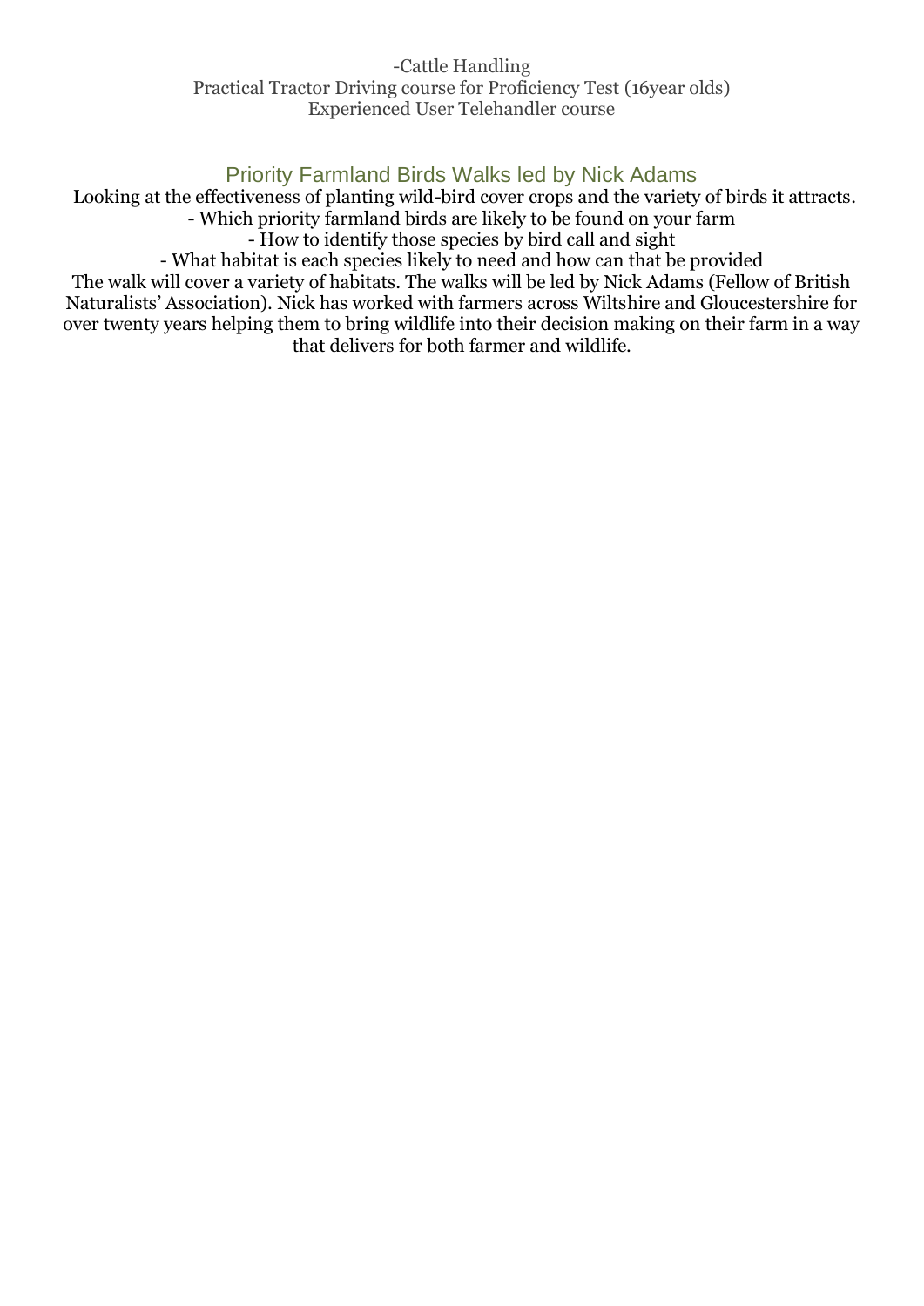-Cattle Handling

Practical Tractor Driving course for Proficiency Test (16year olds)

Experienced User Telehandler course

## Priority Farmland Birds Walks led by Nick Adams

Looking at the effectiveness of planting wild-bird cover crops and the variety of birds it attracts.

- Which priority farmland birds are likely to be found on your farm
- How to identify those species by bird call and sight
- What habitat is each species likely to need and how can that be provided

The walk will cover a variety of habitats. The walks will be led by Nick Adams (Fellow of British Naturalists' Association). Nick has worked with farmers across Wiltshire and Gloucestershire for over twenty years helping them to bring wildlife into their decision making on their farm in a way that delivers for both farmer and wildlife.